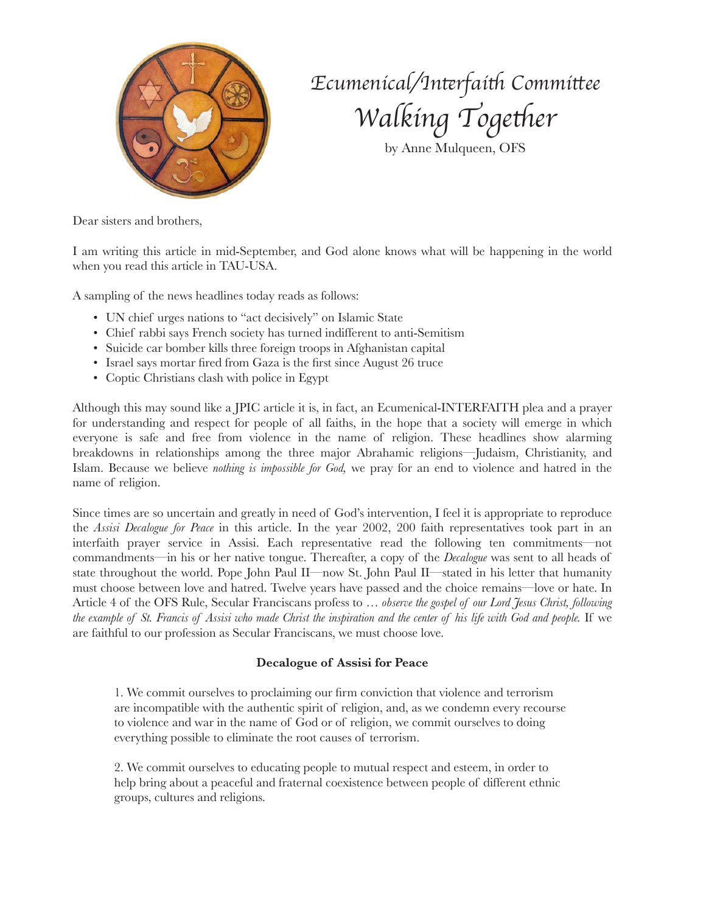# Ecumenical/Interfaith Committee

## Walking Together

by Anne Mulqueen, OFS

Dear sisters and brothers,

I am writing this article in mid-September, and God alone knows what will be happening in the world when you read this article in TAU-USA.

A sampling of the news headlines today reads as follows:

- UN chief urges nations to "act decisively" on Islamic State
- Chief rabbi says French society has turned indifferent to anti-Semitism
- Suicide car bomber kills three foreign troops in Afghanistan capital
- Israel says mortar fired from Gaza is the first since August 26 truce
- Coptic Christians clash with police in Egypt

Although this may sound like a JPIC article it is, in fact, an Ecumenical-INTERFAITH plea and a prayer for understanding and respect for people of all faiths, in the hope that a society will emerge in which everyone is safe and free from violence in the name of religion. These headlines show alarming breakdowns in relationships among the three major Abrahamic religions—Judaism, Christianity, and Islam. Because we believe *nothing is impossible for God,* we pray for an end to violence and hatred in the name of religion.

Since times are so uncertain and greatly in need of God's intervention, I feel it is appropriate to reproduce the *Assisi Decalogue for Peace* in this article. In the year 2002, 200 faith representatives took part in an interfaith prayer service in Assisi. Each representative read the following ten commitments—not commandments—in his or her native tongue. Thereafter, a copy of the *Decalogue* was sent to all heads of state throughout the world. Pope John Paul II—now St. John Paul II—stated in his letter that humanity must choose between love and hatred. Twelve years have passed and the choice remains—love or hate. In Article 4 of the OFS Rule, Secular Franciscans profess to … *observe the gospel of our Lord Jesus Christ, following the example of St. Francis of Assisi who made Christ the inspiration and the center of his life with God and people.* If we are faithful to our profession as Secular Franciscans, we must choose love.

**Decalogue of Assisi for Peace**

> 1. We commit ourselves to proclaiming our firm conviction that violence and terrorism are incompatible with the authentic spirit of religion, and, as we condemn every recourse to violence and war in the name of God or of religion, we commit ourselves to doing everything possible to eliminate the root causes of terrorism.
>
> 2. We commit ourselves to educating people to mutual respect and esteem, in order to help bring about a peaceful and fraternal coexistence between people of different ethnic groups, cultures and religions.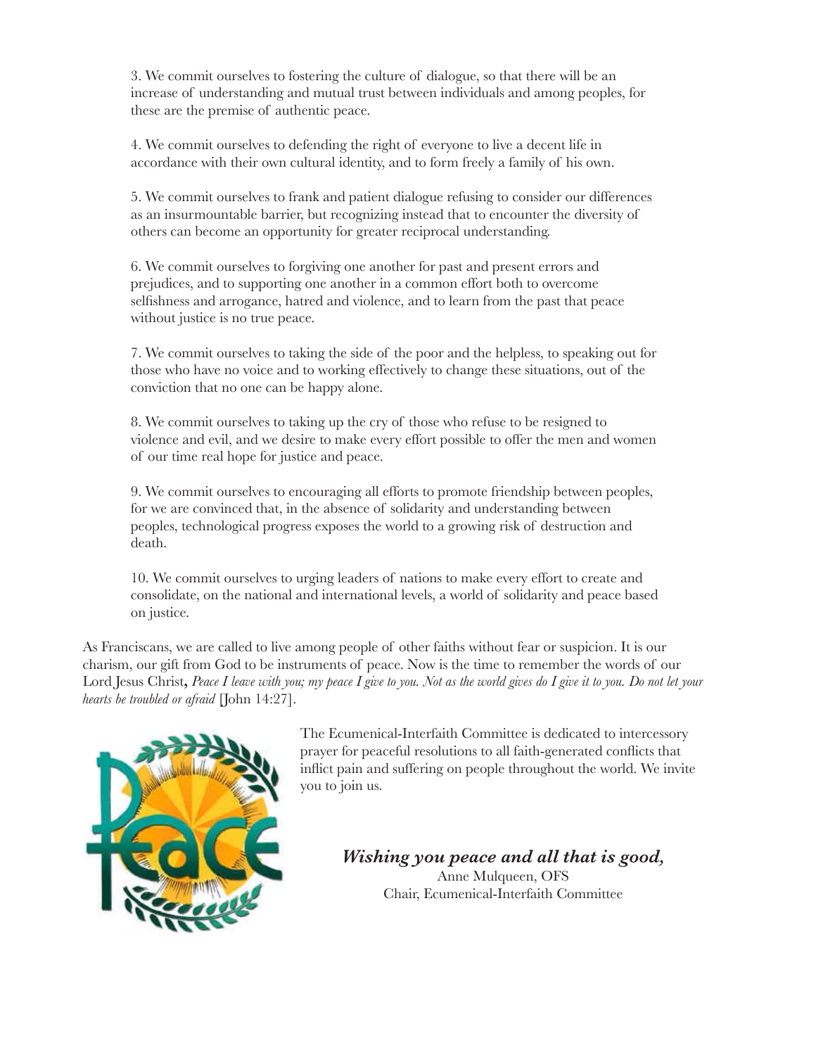3. We commit ourselves to fostering the culture of dialogue, so that there will be an increase of understanding and mutual trust between individuals and among peoples, for these are the premise of authentic peace.

4. We commit ourselves to defending the right of everyone to live a decent life in accordance with their own cultural identity, and to form freely a family of his own.

5. We commit ourselves to frank and patient dialogue refusing to consider our differences as an insurmountable barrier, but recognizing instead that to encounter the diversity of others can become an opportunity for greater reciprocal understanding.

6. We commit ourselves to forgiving one another for past and present errors and prejudices, and to supporting one another in a common effort both to overcome selfishness and arrogance, hatred and violence, and to learn from the past that peace without justice is no true peace.

7. We commit ourselves to taking the side of the poor and the helpless, to speaking out for those who have no voice and to working effectively to change these situations, out of the conviction that no one can be happy alone.

8. We commit ourselves to taking up the cry of those who refuse to be resigned to violence and evil, and we desire to make every effort possible to offer the men and women of our time real hope for justice and peace.

9. We commit ourselves to encouraging all efforts to promote friendship between peoples, for we are convinced that, in the absence of solidarity and understanding between peoples, technological progress exposes the world to a growing risk of destruction and death.

10. We commit ourselves to urging leaders of nations to make every effort to create and consolidate, on the national and international levels, a world of solidarity and peace based on justice.

As Franciscans, we are called to live among people of other faiths without fear or suspicion. It is our charism, our gift from God to be instruments of peace. Now is the time to remember the words of our Lord Jesus Christ**,** *Peace I leave with you; my peace I give to you. Not as the world gives do I give it to you. Do not let your hearts be troubled or afraid* [John 14:27].

The Ecumenical-Interfaith Committee is dedicated to intercessory prayer for peaceful resolutions to all faith-generated conflicts that inflict pain and suffering on people throughout the world. We invite you to join us.

***Wishing you peace and all that is good,***

Anne Mulqueen, OFS

Chair, Ecumenical-Interfaith Committee